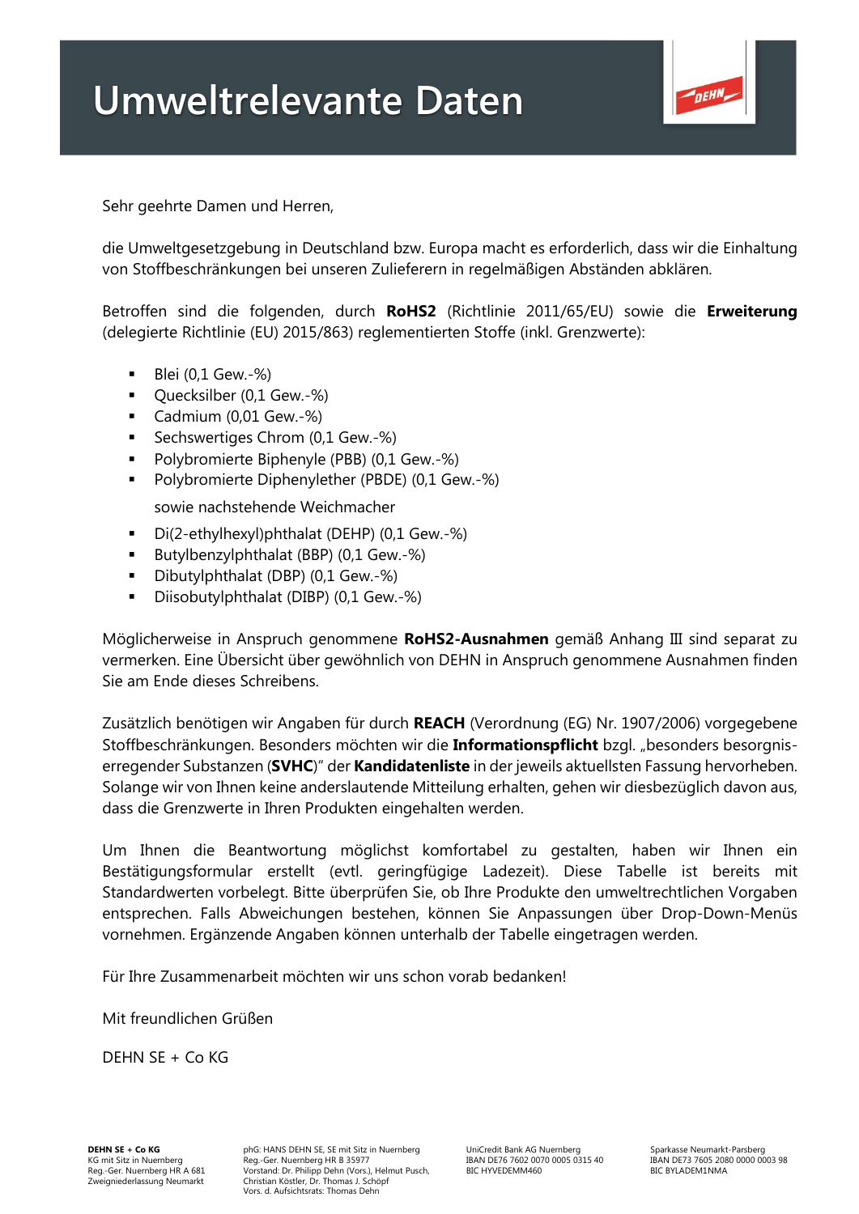# Umweltrelevante Daten

Sehr geehrte Damen und Herren,

die Umweltgesetzgebung in Deutschland bzw. Europa macht es erforderlich, dass wir die Einhaltung von Stoffbeschränkungen bei unseren Zulieferern in regelmäßigen Abständen abklären.

Betroffen sind die folgenden, durch **RoHS2** (Richtlinie 2011/65/EU) sowie die **Erweiterung** (delegierte Richtlinie (EU) 2015/863) reglementierten Stoffe (inkl. Grenzwerte):

- Blei (0,1 Gew.-%)
- Quecksilber (0,1 Gew.-%)
- Cadmium (0,01 Gew.-%)
- Sechswertiges Chrom (0,1 Gew.-%)
- Polybromierte Biphenyle (PBB) (0,1 Gew.-%)
- Polybromierte Diphenylether (PBDE) (0,1 Gew.-%)

  sowie nachstehende Weichmacher

- Di(2-ethylhexyl)phthalat (DEHP) (0,1 Gew.-%)
- Butylbenzylphthalat (BBP) (0,1 Gew.-%)
- Dibutylphthalat (DBP) (0,1 Gew.-%)
- Diisobutylphthalat (DIBP) (0,1 Gew.-%)

Möglicherweise in Anspruch genommene **RoHS2-Ausnahmen** gemäß Anhang III sind separat zu vermerken. Eine Übersicht über gewöhnlich von DEHN in Anspruch genommene Ausnahmen finden Sie am Ende dieses Schreibens.

Zusätzlich benötigen wir Angaben für durch **REACH** (Verordnung (EG) Nr. 1907/2006) vorgegebene Stoffbeschränkungen. Besonders möchten wir die **Informationspflicht** bzgl. „besonders besorgnis-erregender Substanzen (**SVHC**)" der **Kandidatenliste** in der jeweils aktuellsten Fassung hervorheben. Solange wir von Ihnen keine anderslautende Mitteilung erhalten, gehen wir diesbezüglich davon aus, dass die Grenzwerte in Ihren Produkten eingehalten werden.

Um Ihnen die Beantwortung möglichst komfortabel zu gestalten, haben wir Ihnen ein Bestätigungsformular erstellt (evtl. geringfügige Ladezeit). Diese Tabelle ist bereits mit Standardwerten vorbelegt. Bitte überprüfen Sie, ob Ihre Produkte den umweltrechtlichen Vorgaben entsprechen. Falls Abweichungen bestehen, können Sie Anpassungen über Drop-Down-Menüs vornehmen. Ergänzende Angaben können unterhalb der Tabelle eingetragen werden.

Für Ihre Zusammenarbeit möchten wir uns schon vorab bedanken!

Mit freundlichen Grüßen

DEHN SE + Co KG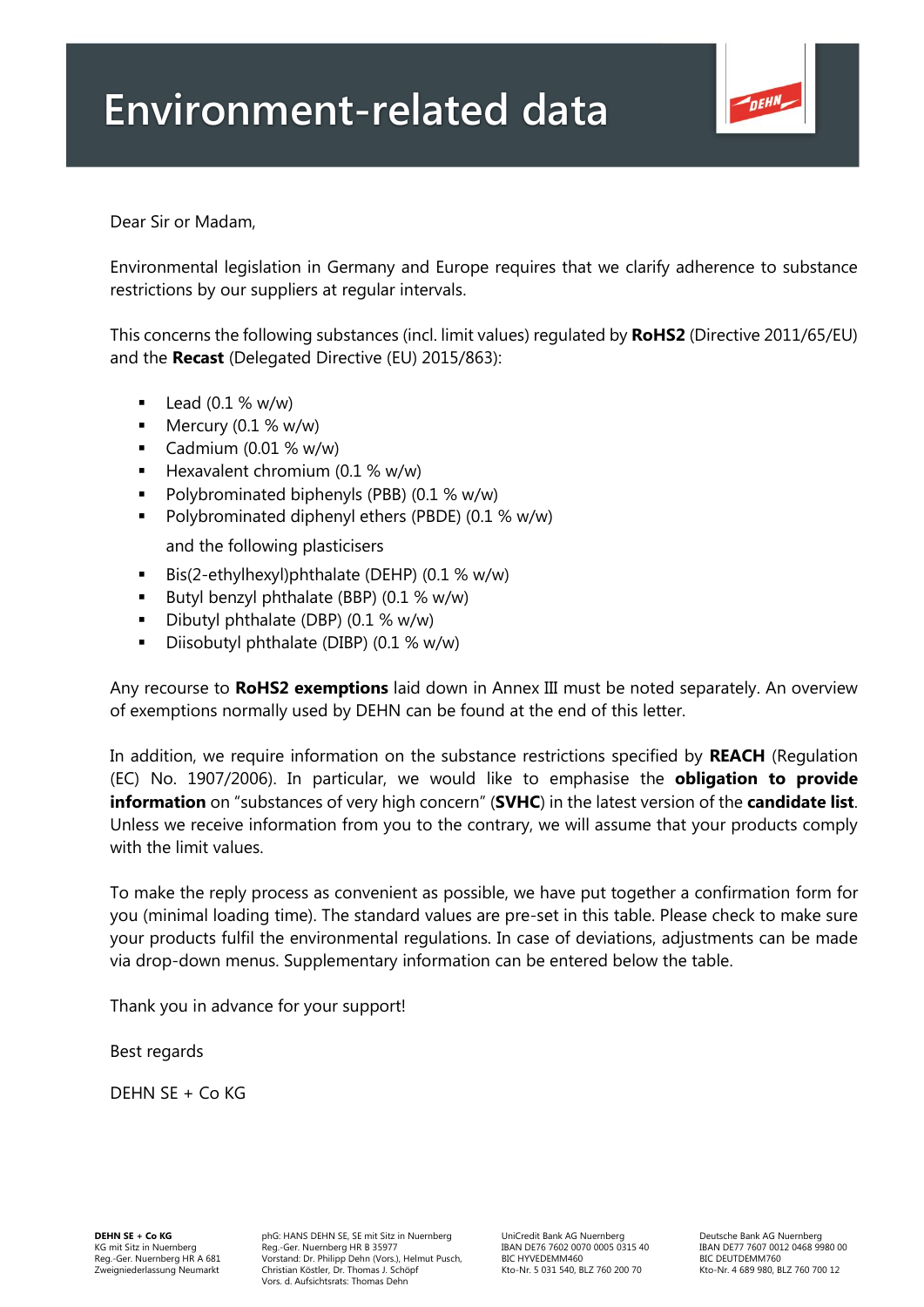# Environment-related data

Dear Sir or Madam,

Environmental legislation in Germany and Europe requires that we clarify adherence to substance restrictions by our suppliers at regular intervals.

This concerns the following substances (incl. limit values) regulated by **RoHS2** (Directive 2011/65/EU) and the **Recast** (Delegated Directive (EU) 2015/863):

- Lead (0.1 % w/w)
- Mercury (0.1 % w/w)
- Cadmium (0.01 % w/w)
- Hexavalent chromium (0.1 % w/w)
- Polybrominated biphenyls (PBB) (0.1 % w/w)
- Polybrominated diphenyl ethers (PBDE) (0.1 % w/w)

  and the following plasticisers

- Bis(2-ethylhexyl)phthalate (DEHP) (0.1 % w/w)
- Butyl benzyl phthalate (BBP) (0.1 % w/w)
- Dibutyl phthalate (DBP) (0.1 % w/w)
- Diisobutyl phthalate (DIBP) (0.1 % w/w)

Any recourse to **RoHS2 exemptions** laid down in Annex III must be noted separately. An overview of exemptions normally used by DEHN can be found at the end of this letter.

In addition, we require information on the substance restrictions specified by **REACH** (Regulation (EC) No. 1907/2006). In particular, we would like to emphasise the **obligation to provide information** on "substances of very high concern" (**SVHC**) in the latest version of the **candidate list**. Unless we receive information from you to the contrary, we will assume that your products comply with the limit values.

To make the reply process as convenient as possible, we have put together a confirmation form for you (minimal loading time). The standard values are pre-set in this table. Please check to make sure your products fulfil the environmental regulations. In case of deviations, adjustments can be made via drop-down menus. Supplementary information can be entered below the table.

Thank you in advance for your support!

Best regards

DEHN SE + Co KG

**DEHN SE + Co KG**
KG mit Sitz in Nuernberg
Reg.-Ger. Nuernberg HR A 681
Zweigniederlassung Neumarkt

phG: HANS DEHN SE, SE mit Sitz in Nuernberg
Reg.-Ger. Nuernberg HR B 35977
Vorstand: Dr. Philipp Dehn (Vors.), Helmut Pusch, Christian Köstler, Dr. Thomas J. Schöpf
Vors. d. Aufsichtsrats: Thomas Dehn

UniCredit Bank AG Nuernberg
IBAN DE76 7602 0070 0005 0315 40
BIC HYVEDEMM460
Kto-Nr. 5 031 540, BLZ 760 200 70

Deutsche Bank AG Nuernberg
IBAN DE77 7607 0012 0468 9980 00
BIC DEUTDEMM760
Kto-Nr. 4 689 980, BLZ 760 700 12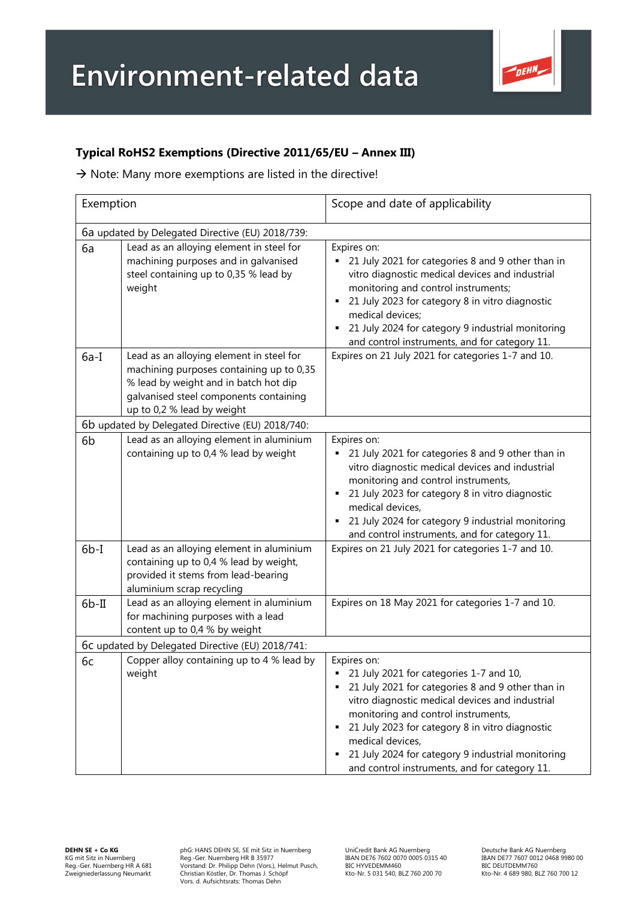# Environment-related data

**Typical RoHS2 Exemptions (Directive 2011/65/EU – Annex III)**

→ Note: Many more exemptions are listed in the directive!

| Exemption | | Scope and date of applicability |
|---|---|---|
| 6a updated by Delegated Directive (EU) 2018/739: | | |
| 6a | Lead as an alloying element in steel for machining purposes and in galvanised steel containing up to 0,35 % lead by weight | Expires on:<br>▪ 21 July 2021 for categories 8 and 9 other than in vitro diagnostic medical devices and industrial monitoring and control instruments;<br>▪ 21 July 2023 for category 8 in vitro diagnostic medical devices;<br>▪ 21 July 2024 for category 9 industrial monitoring and control instruments, and for category 11. |
| 6a-I | Lead as an alloying element in steel for machining purposes containing up to 0,35 % lead by weight and in batch hot dip galvanised steel components containing up to 0,2 % lead by weight | Expires on 21 July 2021 for categories 1-7 and 10. |
| 6b updated by Delegated Directive (EU) 2018/740: | | |
| 6b | Lead as an alloying element in aluminium containing up to 0,4 % lead by weight | Expires on:<br>▪ 21 July 2021 for categories 8 and 9 other than in vitro diagnostic medical devices and industrial monitoring and control instruments,<br>▪ 21 July 2023 for category 8 in vitro diagnostic medical devices,<br>▪ 21 July 2024 for category 9 industrial monitoring and control instruments, and for category 11. |
| 6b-I | Lead as an alloying element in aluminium containing up to 0,4 % lead by weight, provided it stems from lead-bearing aluminium scrap recycling | Expires on 21 July 2021 for categories 1-7 and 10. |
| 6b-II | Lead as an alloying element in aluminium for machining purposes with a lead content up to 0,4 % by weight | Expires on 18 May 2021 for categories 1-7 and 10. |
| 6c updated by Delegated Directive (EU) 2018/741: | | |
| 6c | Copper alloy containing up to 4 % lead by weight | Expires on:<br>▪ 21 July 2021 for categories 1-7 and 10,<br>▪ 21 July 2021 for categories 8 and 9 other than in vitro diagnostic medical devices and industrial monitoring and control instruments,<br>▪ 21 July 2023 for category 8 in vitro diagnostic medical devices,<br>▪ 21 July 2024 for category 9 industrial monitoring and control instruments, and for category 11. |

**DEHN SE + Co KG**
KG mit Sitz in Nuernberg
Reg.-Ger. Nuernberg HR A 681
Zweigniederlassung Neumarkt

phG: HANS DEHN SE, SE mit Sitz in Nuernberg
Reg.-Ger. Nuernberg HR B 35977
Vorstand: Dr. Philipp Dehn (Vors.), Helmut Pusch, Christian Köstler, Dr. Thomas J. Schöpf
Vors. d. Aufsichtsrats: Thomas Dehn

UniCredit Bank AG Nuernberg
IBAN DE76 7602 0070 0005 0315 40
BIC HYVEDEMM460
Kto-Nr. 5 031 540, BLZ 760 200 70

Deutsche Bank AG Nuernberg
IBAN DE77 7607 0012 0468 9980 00
BIC DEUTDEMM760
Kto-Nr. 4 689 980, BLZ 760 700 12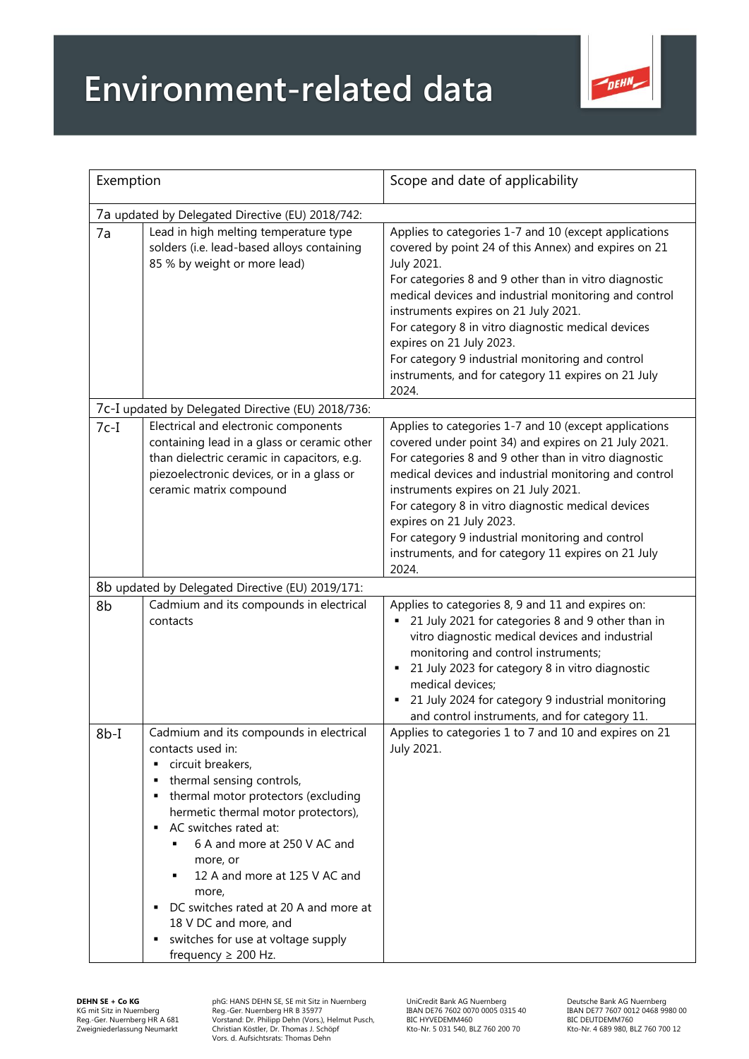# Environment-related data

| Exemption | | Scope and date of applicability |
|---|---|---|
| 7a updated by Delegated Directive (EU) 2018/742: | | |
| 7a | Lead in high melting temperature type solders (i.e. lead-based alloys containing 85 % by weight or more lead) | Applies to categories 1-7 and 10 (except applications covered by point 24 of this Annex) and expires on 21 July 2021.<br>For categories 8 and 9 other than in vitro diagnostic medical devices and industrial monitoring and control instruments expires on 21 July 2021.<br>For category 8 in vitro diagnostic medical devices expires on 21 July 2023.<br>For category 9 industrial monitoring and control instruments, and for category 11 expires on 21 July 2024. |
| 7c-I updated by Delegated Directive (EU) 2018/736: | | |
| 7c-I | Electrical and electronic components containing lead in a glass or ceramic other than dielectric ceramic in capacitors, e.g. piezoelectronic devices, or in a glass or ceramic matrix compound | Applies to categories 1-7 and 10 (except applications covered under point 34) and expires on 21 July 2021.<br>For categories 8 and 9 other than in vitro diagnostic medical devices and industrial monitoring and control instruments expires on 21 July 2021.<br>For category 8 in vitro diagnostic medical devices expires on 21 July 2023.<br>For category 9 industrial monitoring and control instruments, and for category 11 expires on 21 July 2024. |
| 8b updated by Delegated Directive (EU) 2019/171: | | |
| 8b | Cadmium and its compounds in electrical contacts | Applies to categories 8, 9 and 11 and expires on:<br>▪ 21 July 2021 for categories 8 and 9 other than in vitro diagnostic medical devices and industrial monitoring and control instruments;<br>▪ 21 July 2023 for category 8 in vitro diagnostic medical devices;<br>▪ 21 July 2024 for category 9 industrial monitoring and control instruments, and for category 11. |
| 8b-I | Cadmium and its compounds in electrical contacts used in:<br>▪ circuit breakers,<br>▪ thermal sensing controls,<br>▪ thermal motor protectors (excluding hermetic thermal motor protectors),<br>▪ AC switches rated at:<br>&nbsp;&nbsp;▪ 6 A and more at 250 V AC and more, or<br>&nbsp;&nbsp;▪ 12 A and more at 125 V AC and more,<br>▪ DC switches rated at 20 A and more at 18 V DC and more, and<br>▪ switches for use at voltage supply frequency ≥ 200 Hz. | Applies to categories 1 to 7 and 10 and expires on 21 July 2021. |